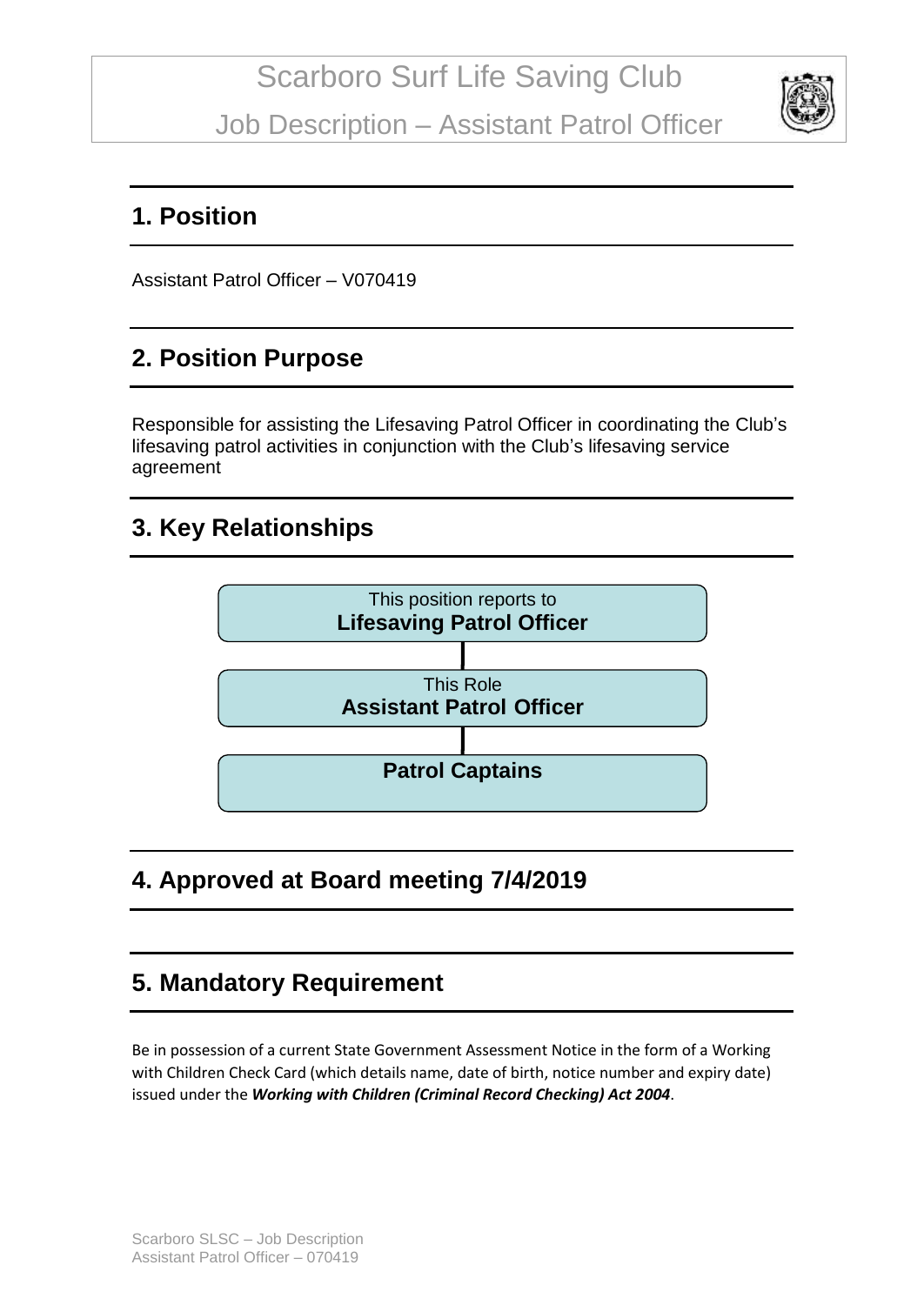# Scarboro Surf Life Saving Club

# Job Description – Assistant Patrol Officer

## 1. Position

Assistant Patrol Officer – V070419

## 2. Position Purpose

Responsible for assisting the Lifesaving Patrol Officer in coordinating the Club's lifesaving patrol activities in conjunction with the Club's lifesaving service agreement

## 3. Key Relationships

This position reports to
**Lifesaving Patrol Officer**

This Role
**Assistant Patrol Officer**

**Patrol Captains**

## 4. Approved at Board meeting 7/4/2019

## 5. Mandatory Requirement

Be in possession of a current State Government Assessment Notice in the form of a Working with Children Check Card (which details name, date of birth, notice number and expiry date) issued under the ***Working with Children (Criminal Record Checking) Act 2004***.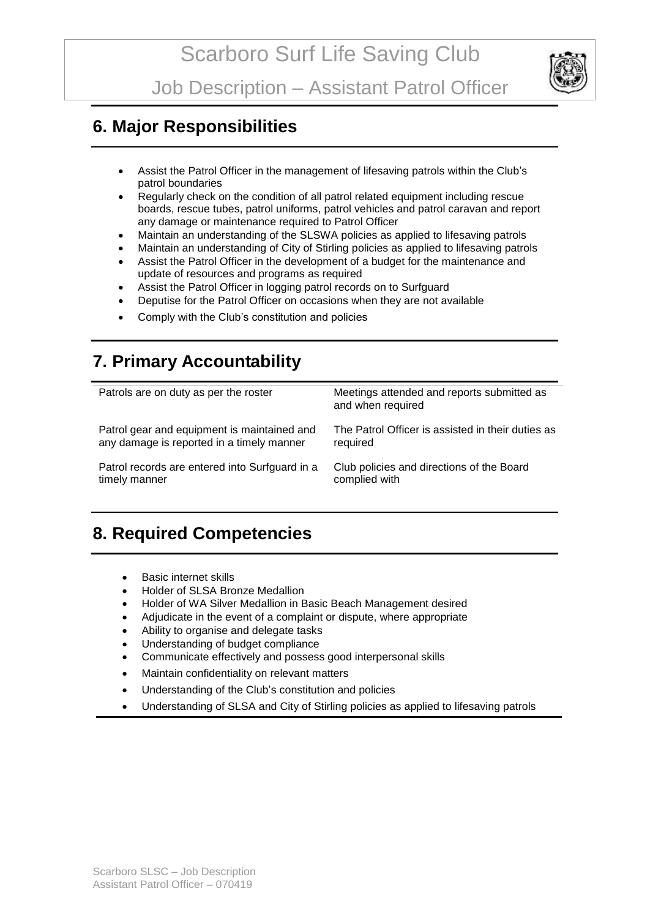## 6. Major Responsibilities

- Assist the Patrol Officer in the management of lifesaving patrols within the Club's patrol boundaries
- Regularly check on the condition of all patrol related equipment including rescue boards, rescue tubes, patrol uniforms, patrol vehicles and patrol caravan and report any damage or maintenance required to Patrol Officer
- Maintain an understanding of the SLSWA policies as applied to lifesaving patrols
- Maintain an understanding of City of Stirling policies as applied to lifesaving patrols
- Assist the Patrol Officer in the development of a budget for the maintenance and update of resources and programs as required
- Assist the Patrol Officer in logging patrol records on to Surfguard
- Deputise for the Patrol Officer on occasions when they are not available
- Comply with the Club's constitution and policies

## 7. Primary Accountability

| | |
|---|---|
| Patrols are on duty as per the roster | Meetings attended and reports submitted as and when required |
| Patrol gear and equipment is maintained and any damage is reported in a timely manner | The Patrol Officer is assisted in their duties as required |
| Patrol records are entered into Surfguard in a timely manner | Club policies and directions of the Board complied with |

## 8. Required Competencies

- Basic internet skills
- Holder of SLSA Bronze Medallion
- Holder of WA Silver Medallion in Basic Beach Management desired
- Adjudicate in the event of a complaint or dispute, where appropriate
- Ability to organise and delegate tasks
- Understanding of budget compliance
- Communicate effectively and possess good interpersonal skills
- Maintain confidentiality on relevant matters
- Understanding of the Club's constitution and policies
- Understanding of SLSA and City of Stirling policies as applied to lifesaving patrols